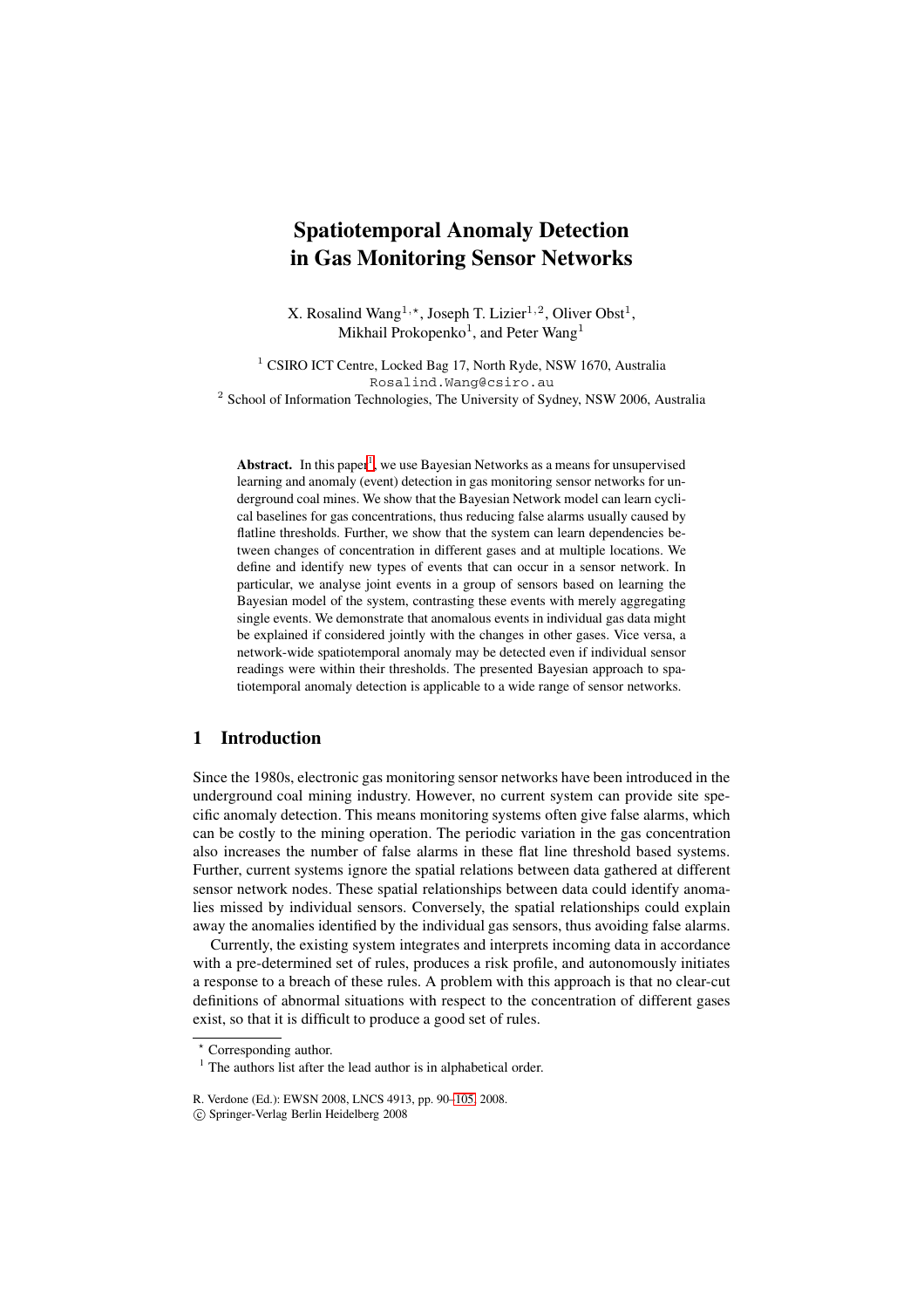# Spatiotemporal Anomaly Detection in Gas Monitoring Sensor Networks

X. Rosalind Wang[1,⋆], Joseph T. Lizier[1,2], Oliver Obst[1], Mikhail Prokopenko[1], and Peter Wang[1]

[1] CSIRO ICT Centre, Locked Bag 17, North Ryde, NSW 1670, Australia
Rosalind.Wang@csiro.au

[2] School of Information Technologies, The University of Sydney, NSW 2006, Australia

**Abstract.** In this paper[1], we use Bayesian Networks as a means for unsupervised learning and anomaly (event) detection in gas monitoring sensor networks for underground coal mines. We show that the Bayesian Network model can learn cyclical baselines for gas concentrations, thus reducing false alarms usually caused by flatline thresholds. Further, we show that the system can learn dependencies between changes of concentration in different gases and at multiple locations. We define and identify new types of events that can occur in a sensor network. In particular, we analyse joint events in a group of sensors based on learning the Bayesian model of the system, contrasting these events with merely aggregating single events. We demonstrate that anomalous events in individual gas data might be explained if considered jointly with the changes in other gases. Vice versa, a network-wide spatiotemporal anomaly may be detected even if individual sensor readings were within their thresholds. The presented Bayesian approach to spatiotemporal anomaly detection is applicable to a wide range of sensor networks.

## 1 Introduction

Since the 1980s, electronic gas monitoring sensor networks have been introduced in the underground coal mining industry. However, no current system can provide site specific anomaly detection. This means monitoring systems often give false alarms, which can be costly to the mining operation. The periodic variation in the gas concentration also increases the number of false alarms in these flat line threshold based systems. Further, current systems ignore the spatial relations between data gathered at different sensor network nodes. These spatial relationships between data could identify anomalies missed by individual sensors. Conversely, the spatial relationships could explain away the anomalies identified by the individual gas sensors, thus avoiding false alarms.

Currently, the existing system integrates and interprets incoming data in accordance with a pre-determined set of rules, produces a risk profile, and autonomously initiates a response to a breach of these rules. A problem with this approach is that no clear-cut definitions of abnormal situations with respect to the concentration of different gases exist, so that it is difficult to produce a good set of rules.

⋆ Corresponding author.

[1] The authors list after the lead author is in alphabetical order.

R. Verdone (Ed.): EWSN 2008, LNCS 4913, pp. 90–105, 2008.
© Springer-Verlag Berlin Heidelberg 2008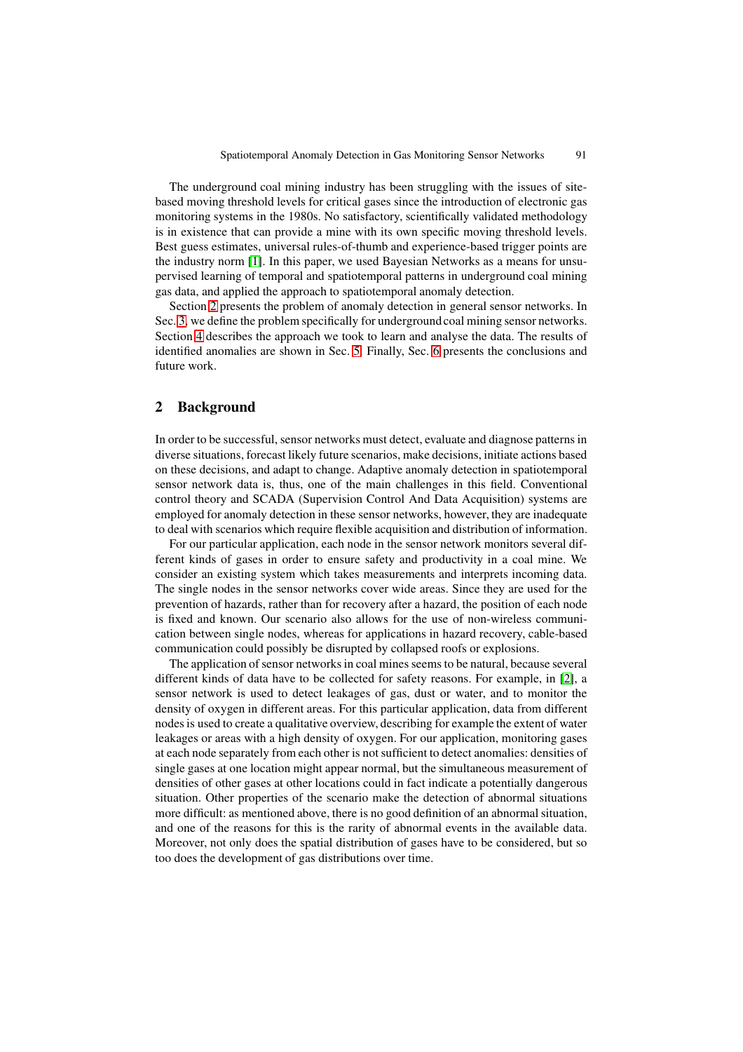The underground coal mining industry has been struggling with the issues of site-based moving threshold levels for critical gases since the introduction of electronic gas monitoring systems in the 1980s. No satisfactory, scientifically validated methodology is in existence that can provide a mine with its own specific moving threshold levels. Best guess estimates, universal rules-of-thumb and experience-based trigger points are the industry norm [1]. In this paper, we used Bayesian Networks as a means for unsupervised learning of temporal and spatiotemporal patterns in underground coal mining gas data, and applied the approach to spatiotemporal anomaly detection.

Section 2 presents the problem of anomaly detection in general sensor networks. In Sec. 3, we define the problem specifically for underground coal mining sensor networks. Section 4 describes the approach we took to learn and analyse the data. The results of identified anomalies are shown in Sec. 5. Finally, Sec. 6 presents the conclusions and future work.

## 2 Background

In order to be successful, sensor networks must detect, evaluate and diagnose patterns in diverse situations, forecast likely future scenarios, make decisions, initiate actions based on these decisions, and adapt to change. Adaptive anomaly detection in spatiotemporal sensor network data is, thus, one of the main challenges in this field. Conventional control theory and SCADA (Supervision Control And Data Acquisition) systems are employed for anomaly detection in these sensor networks, however, they are inadequate to deal with scenarios which require flexible acquisition and distribution of information.

For our particular application, each node in the sensor network monitors several different kinds of gases in order to ensure safety and productivity in a coal mine. We consider an existing system which takes measurements and interprets incoming data. The single nodes in the sensor networks cover wide areas. Since they are used for the prevention of hazards, rather than for recovery after a hazard, the position of each node is fixed and known. Our scenario also allows for the use of non-wireless communication between single nodes, whereas for applications in hazard recovery, cable-based communication could possibly be disrupted by collapsed roofs or explosions.

The application of sensor networks in coal mines seems to be natural, because several different kinds of data have to be collected for safety reasons. For example, in [2], a sensor network is used to detect leakages of gas, dust or water, and to monitor the density of oxygen in different areas. For this particular application, data from different nodes is used to create a qualitative overview, describing for example the extent of water leakages or areas with a high density of oxygen. For our application, monitoring gases at each node separately from each other is not sufficient to detect anomalies: densities of single gases at one location might appear normal, but the simultaneous measurement of densities of other gases at other locations could in fact indicate a potentially dangerous situation. Other properties of the scenario make the detection of abnormal situations more difficult: as mentioned above, there is no good definition of an abnormal situation, and one of the reasons for this is the rarity of abnormal events in the available data. Moreover, not only does the spatial distribution of gases have to be considered, but so too does the development of gas distributions over time.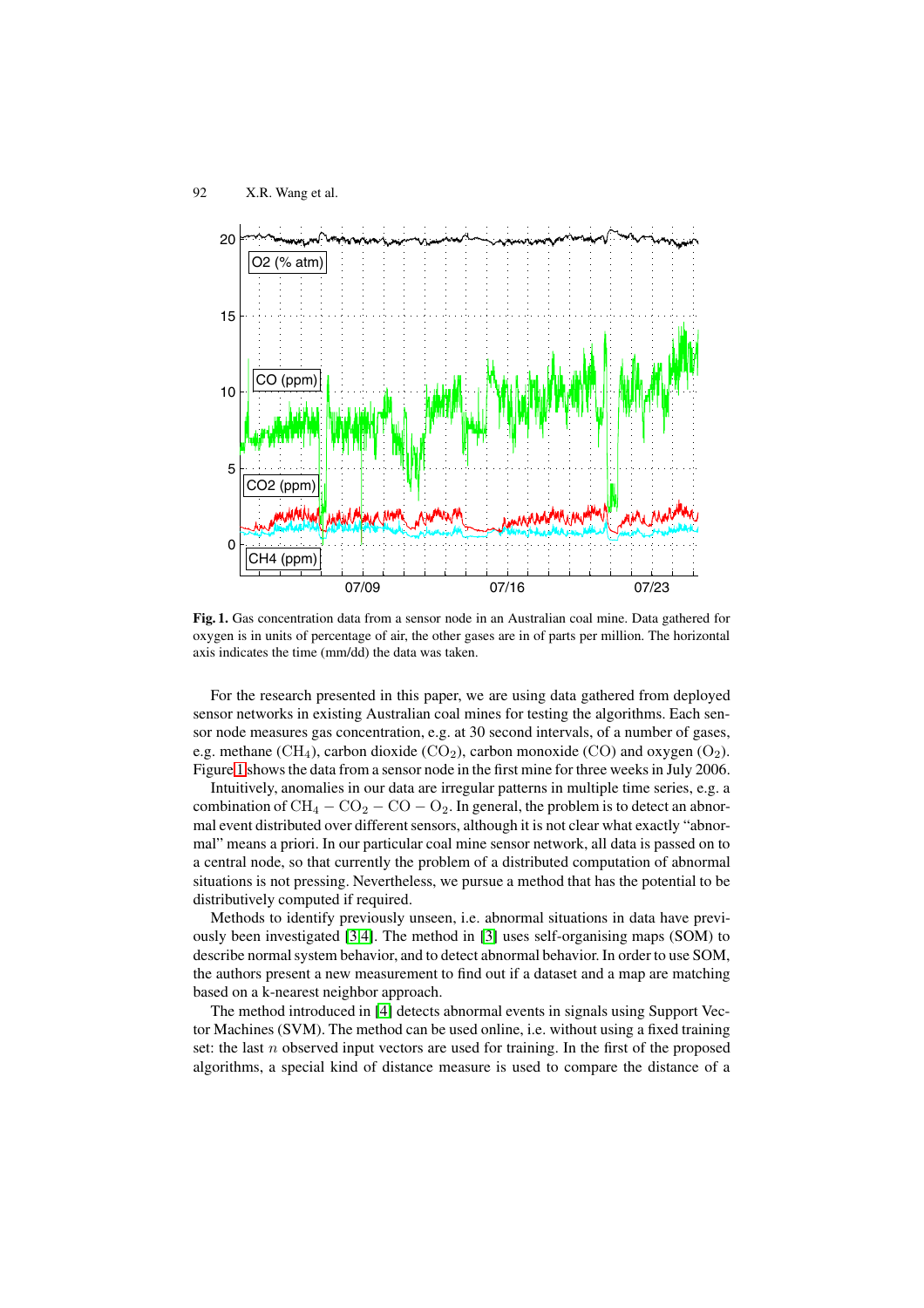**Fig. 1.** Gas concentration data from a sensor node in an Australian coal mine. Data gathered for oxygen is in units of percentage of air, the other gases are in of parts per million. The horizontal axis indicates the time (mm/dd) the data was taken.

For the research presented in this paper, we are using data gathered from deployed sensor networks in existing Australian coal mines for testing the algorithms. Each sensor node measures gas concentration, e.g. at 30 second intervals, of a number of gases, e.g. methane ($CH_4$), carbon dioxide ($CO_2$), carbon monoxide (CO) and oxygen ($O_2$). Figure 1 shows the data from a sensor node in the first mine for three weeks in July 2006.

Intuitively, anomalies in our data are irregular patterns in multiple time series, e.g. a combination of $CH_4 - CO_2 - CO - O_2$. In general, the problem is to detect an abnormal event distributed over different sensors, although it is not clear what exactly "abnormal" means a priori. In our particular coal mine sensor network, all data is passed on to a central node, so that currently the problem of a distributed computation of abnormal situations is not pressing. Nevertheless, we pursue a method that has the potential to be distributively computed if required.

Methods to identify previously unseen, i.e. abnormal situations in data have previously been investigated [3,4]. The method in [3] uses self-organising maps (SOM) to describe normal system behavior, and to detect abnormal behavior. In order to use SOM, the authors present a new measurement to find out if a dataset and a map are matching based on a k-nearest neighbor approach.

The method introduced in [4] detects abnormal events in signals using Support Vector Machines (SVM). The method can be used online, i.e. without using a fixed training set: the last $n$ observed input vectors are used for training. In the first of the proposed algorithms, a special kind of distance measure is used to compare the distance of a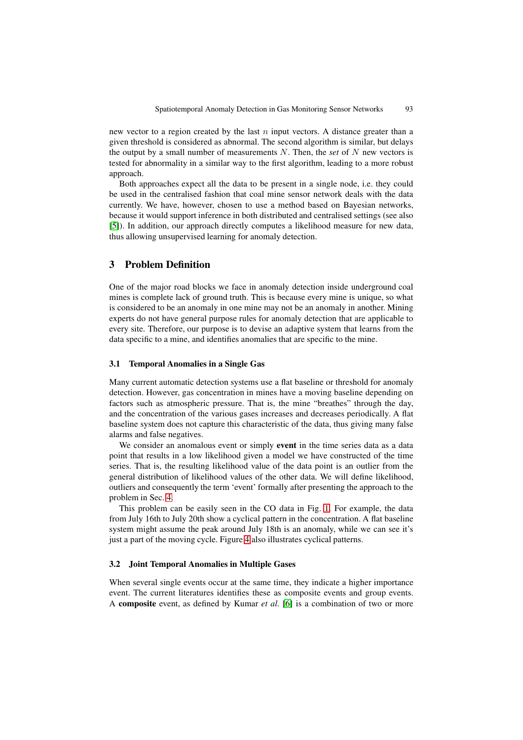new vector to a region created by the last $n$ input vectors. A distance greater than a given threshold is considered as abnormal. The second algorithm is similar, but delays the output by a small number of measurements $N$. Then, the *set* of $N$ new vectors is tested for abnormality in a similar way to the first algorithm, leading to a more robust approach.

Both approaches expect all the data to be present in a single node, i.e. they could be used in the centralised fashion that coal mine sensor network deals with the data currently. We have, however, chosen to use a method based on Bayesian networks, because it would support inference in both distributed and centralised settings (see also [5]). In addition, our approach directly computes a likelihood measure for new data, thus allowing unsupervised learning for anomaly detection.

## 3 Problem Definition

One of the major road blocks we face in anomaly detection inside underground coal mines is complete lack of ground truth. This is because every mine is unique, so what is considered to be an anomaly in one mine may not be an anomaly in another. Mining experts do not have general purpose rules for anomaly detection that are applicable to every site. Therefore, our purpose is to devise an adaptive system that learns from the data specific to a mine, and identifies anomalies that are specific to the mine.

### 3.1 Temporal Anomalies in a Single Gas

Many current automatic detection systems use a flat baseline or threshold for anomaly detection. However, gas concentration in mines have a moving baseline depending on factors such as atmospheric pressure. That is, the mine "breathes" through the day, and the concentration of the various gases increases and decreases periodically. A flat baseline system does not capture this characteristic of the data, thus giving many false alarms and false negatives.

We consider an anomalous event or simply **event** in the time series data as a data point that results in a low likelihood given a model we have constructed of the time series. That is, the resulting likelihood value of the data point is an outlier from the general distribution of likelihood values of the other data. We will define likelihood, outliers and consequently the term 'event' formally after presenting the approach to the problem in Sec. 4.

This problem can be easily seen in the CO data in Fig. 1. For example, the data from July 16th to July 20th show a cyclical pattern in the concentration. A flat baseline system might assume the peak around July 18th is an anomaly, while we can see it's just a part of the moving cycle. Figure 4 also illustrates cyclical patterns.

### 3.2 Joint Temporal Anomalies in Multiple Gases

When several single events occur at the same time, they indicate a higher importance event. The current literatures identifies these as composite events and group events. A **composite** event, as defined by Kumar *et al.* [6] is a combination of two or more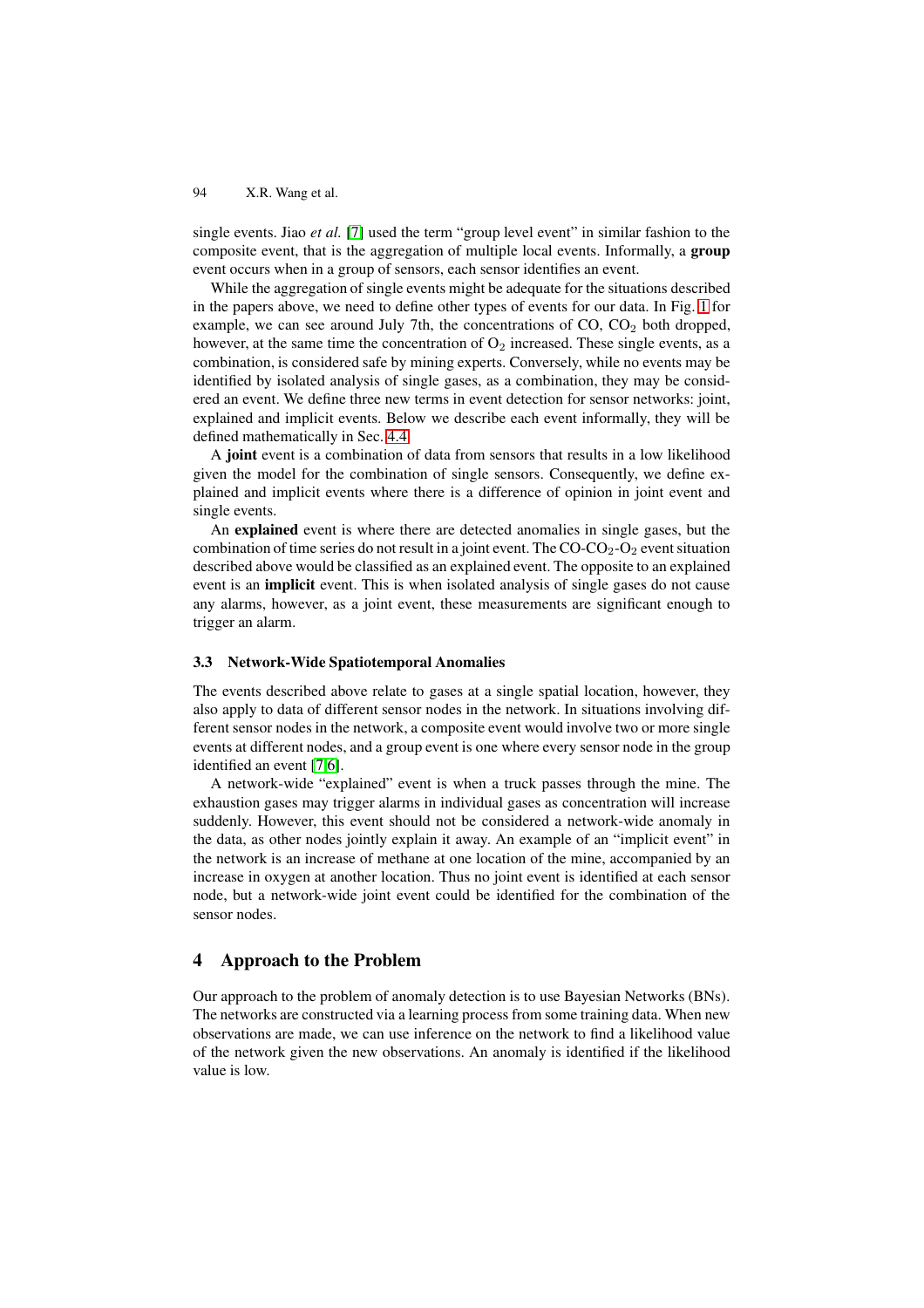single events. Jiao *et al.* [7] used the term "group level event" in similar fashion to the composite event, that is the aggregation of multiple local events. Informally, a **group** event occurs when in a group of sensors, each sensor identifies an event.

While the aggregation of single events might be adequate for the situations described in the papers above, we need to define other types of events for our data. In Fig. 1 for example, we can see around July 7th, the concentrations of CO, $CO_2$ both dropped, however, at the same time the concentration of $O_2$ increased. These single events, as a combination, is considered safe by mining experts. Conversely, while no events may be identified by isolated analysis of single gases, as a combination, they may be considered an event. We define three new terms in event detection for sensor networks: joint, explained and implicit events. Below we describe each event informally, they will be defined mathematically in Sec. 4.4.

A **joint** event is a combination of data from sensors that results in a low likelihood given the model for the combination of single sensors. Consequently, we define explained and implicit events where there is a difference of opinion in joint event and single events.

An **explained** event is where there are detected anomalies in single gases, but the combination of time series do not result in a joint event. The CO-$CO_2$-$O_2$ event situation described above would be classified as an explained event. The opposite to an explained event is an **implicit** event. This is when isolated analysis of single gases do not cause any alarms, however, as a joint event, these measurements are significant enough to trigger an alarm.

### 3.3 Network-Wide Spatiotemporal Anomalies

The events described above relate to gases at a single spatial location, however, they also apply to data of different sensor nodes in the network. In situations involving different sensor nodes in the network, a composite event would involve two or more single events at different nodes, and a group event is one where every sensor node in the group identified an event [7,6].

A network-wide "explained" event is when a truck passes through the mine. The exhaustion gases may trigger alarms in individual gases as concentration will increase suddenly. However, this event should not be considered a network-wide anomaly in the data, as other nodes jointly explain it away. An example of an "implicit event" in the network is an increase of methane at one location of the mine, accompanied by an increase in oxygen at another location. Thus no joint event is identified at each sensor node, but a network-wide joint event could be identified for the combination of the sensor nodes.

## 4 Approach to the Problem

Our approach to the problem of anomaly detection is to use Bayesian Networks (BNs). The networks are constructed via a learning process from some training data. When new observations are made, we can use inference on the network to find a likelihood value of the network given the new observations. An anomaly is identified if the likelihood value is low.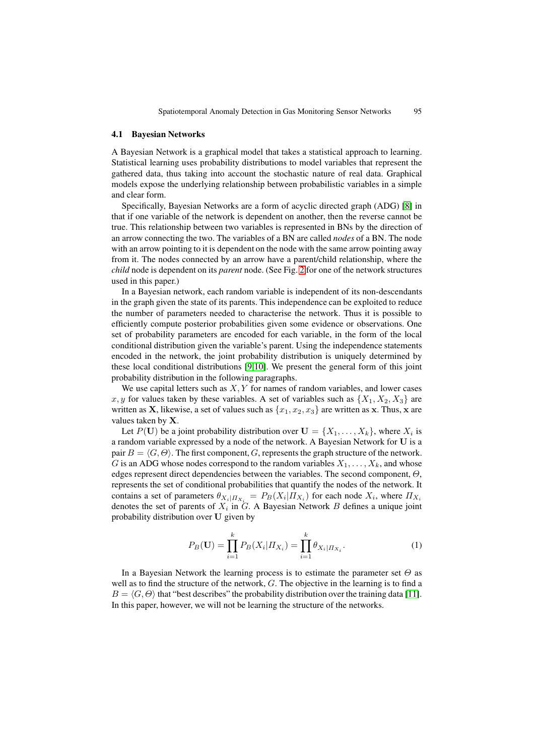### 4.1 Bayesian Networks

A Bayesian Network is a graphical model that takes a statistical approach to learning. Statistical learning uses probability distributions to model variables that represent the gathered data, thus taking into account the stochastic nature of real data. Graphical models expose the underlying relationship between probabilistic variables in a simple and clear form.

Specifically, Bayesian Networks are a form of acyclic directed graph (ADG) [8] in that if one variable of the network is dependent on another, then the reverse cannot be true. This relationship between two variables is represented in BNs by the direction of an arrow connecting the two. The variables of a BN are called *nodes* of a BN. The node with an arrow pointing to it is dependent on the node with the same arrow pointing away from it. The nodes connected by an arrow have a parent/child relationship, where the *child* node is dependent on its *parent* node. (See Fig. 2 for one of the network structures used in this paper.)

In a Bayesian network, each random variable is independent of its non-descendants in the graph given the state of its parents. This independence can be exploited to reduce the number of parameters needed to characterise the network. Thus it is possible to efficiently compute posterior probabilities given some evidence or observations. One set of probability parameters are encoded for each variable, in the form of the local conditional distribution given the variable's parent. Using the independence statements encoded in the network, the joint probability distribution is uniquely determined by these local conditional distributions [9,10]. We present the general form of this joint probability distribution in the following paragraphs.

We use capital letters such as $X, Y$ for names of random variables, and lower cases $x, y$ for values taken by these variables. A set of variables such as $\{X_1, X_2, X_3\}$ are written as $\mathbf{X}$, likewise, a set of values such as $\{x_1, x_2, x_3\}$ are written as $\mathbf{x}$. Thus, $\mathbf{x}$ are values taken by $\mathbf{X}$.

Let $P(\mathbf{U})$ be a joint probability distribution over $\mathbf{U} = \{X_1, \ldots, X_k\}$, where $X_i$ is a random variable expressed by a node of the network. A Bayesian Network for $\mathbf{U}$ is a pair $B = \langle G, \Theta \rangle$. The first component, $G$, represents the graph structure of the network. $G$ is an ADG whose nodes correspond to the random variables $X_1, \ldots, X_k$, and whose edges represent direct dependencies between the variables. The second component, $\Theta$, represents the set of conditional probabilities that quantify the nodes of the network. It contains a set of parameters $\theta_{X_i|\Pi_{X_i}} = P_B(X_i|\Pi_{X_i})$ for each node $X_i$, where $\Pi_{X_i}$ denotes the set of parents of $X_i$ in $G$. A Bayesian Network $B$ defines a unique joint probability distribution over $\mathbf{U}$ given by

$$P_B(\mathbf{U}) = \prod_{i=1}^{k} P_B(X_i|\Pi_{X_i}) = \prod_{i=1}^{k} \theta_{X_i|\Pi_{X_i}}. \tag{1}$$

In a Bayesian Network the learning process is to estimate the parameter set $\Theta$ as well as to find the structure of the network, $G$. The objective in the learning is to find a $B = \langle G, \Theta \rangle$ that "best describes" the probability distribution over the training data [11]. In this paper, however, we will not be learning the structure of the networks.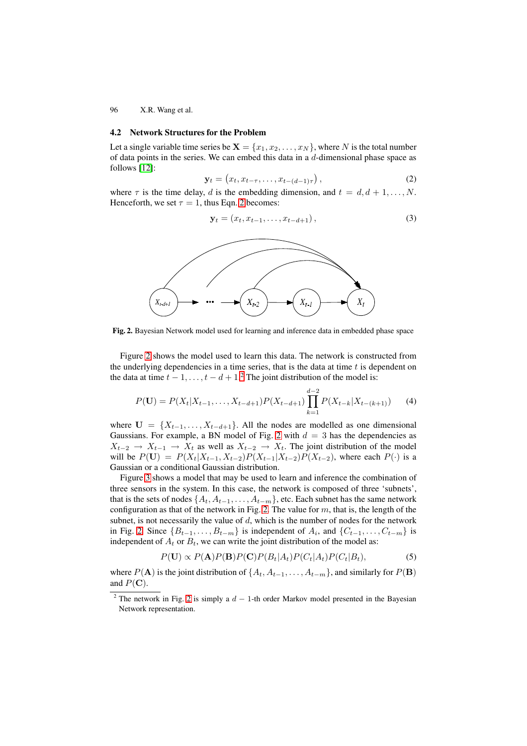### 4.2 Network Structures for the Problem

Let a single variable time series be $\mathbf{X} = \{x_1, x_2, \dots, x_N\}$, where $N$ is the total number of data points in the series. We can embed this data in a $d$-dimensional phase space as follows [12]:

$$\mathbf{y}_t = \left(x_t, x_{t-\tau}, \dots, x_{t-(d-1)\tau}\right), \tag{2}$$

where $\tau$ is the time delay, $d$ is the embedding dimension, and $t = d, d+1, \dots, N$. Henceforth, we set $\tau = 1$, thus Eqn. 2 becomes:

$$\mathbf{y}_t = \left(x_t, x_{t-1}, \dots, x_{t-d+1}\right), \tag{3}$$

**Fig. 2.** Bayesian Network model used for learning and inference data in embedded phase space

Figure 2 shows the model used to learn this data. The network is constructed from the underlying dependencies in a time series, that is the data at time $t$ is dependent on the data at time $t-1, \dots, t-d+1$.[2] The joint distribution of the model is:

$$P(\mathbf{U}) = P(X_t|X_{t-1}, \dots, X_{t-d+1})P(X_{t-d+1})\prod_{k=1}^{d-2} P(X_{t-k}|X_{t-(k+1)}) \tag{4}$$

where $\mathbf{U} = \{X_{t-1}, \dots, X_{t-d+1}\}$. All the nodes are modelled as one dimensional Gaussians. For example, a BN model of Fig. 2 with $d = 3$ has the dependencies as $X_{t-2} \rightarrow X_{t-1} \rightarrow X_t$ as well as $X_{t-2} \rightarrow X_t$. The joint distribution of the model will be $P(\mathbf{U}) = P(X_t|X_{t-1}, X_{t-2})P(X_{t-1}|X_{t-2})P(X_{t-2})$, where each $P(\cdot)$ is a Gaussian or a conditional Gaussian distribution.

Figure 3 shows a model that may be used to learn and inference the combination of three sensors in the system. In this case, the network is composed of three 'subnets', that is the sets of nodes $\{A_t, A_{t-1}, \dots, A_{t-m}\}$, etc. Each subnet has the same network configuration as that of the network in Fig. 2. The value for $m$, that is, the length of the subnet, is not necessarily the value of $d$, which is the number of nodes for the network in Fig. 2. Since $\{B_{t-1}, \dots, B_{t-m}\}$ is independent of $A_i$, and $\{C_{t-1}, \dots, C_{t-m}\}$ is independent of $A_t$ or $B_t$, we can write the joint distribution of the model as:

$$P(\mathbf{U}) \propto P(\mathbf{A})P(\mathbf{B})P(\mathbf{C})P(B_t|A_t)P(C_t|A_t)P(C_t|B_t), \tag{5}$$

where $P(\mathbf{A})$ is the joint distribution of $\{A_t, A_{t-1}, \dots, A_{t-m}\}$, and similarly for $P(\mathbf{B})$ and $P(\mathbf{C})$.

---

[2] The network in Fig. 2 is simply a $d-1$-th order Markov model presented in the Bayesian Network representation.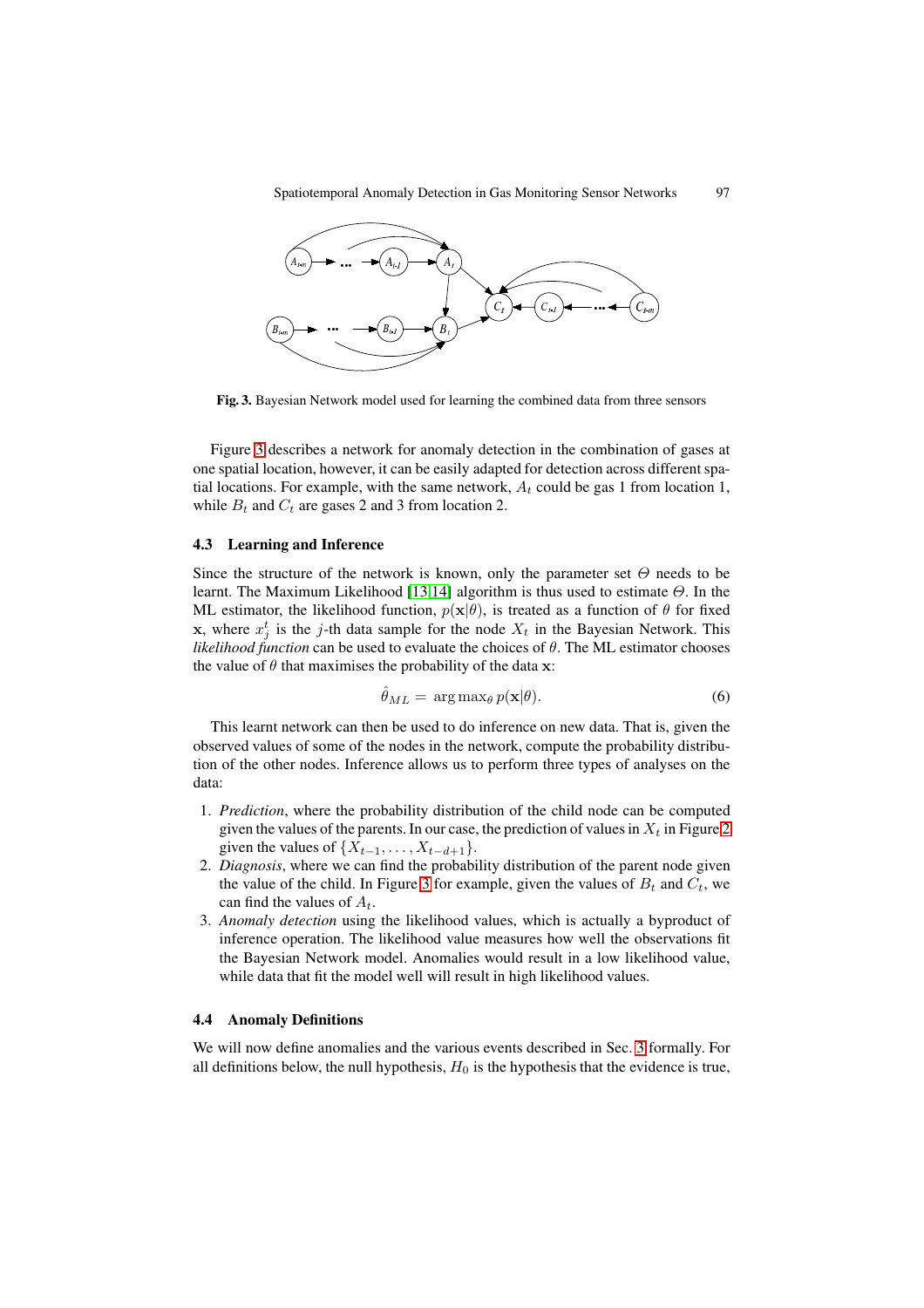**Fig. 3.** Bayesian Network model used for learning the combined data from three sensors

Figure 3 describes a network for anomaly detection in the combination of gases at one spatial location, however, it can be easily adapted for detection across different spatial locations. For example, with the same network, $A_t$ could be gas 1 from location 1, while $B_t$ and $C_t$ are gases 2 and 3 from location 2.

### 4.3 Learning and Inference

Since the structure of the network is known, only the parameter set $\Theta$ needs to be learnt. The Maximum Likelihood [13,14] algorithm is thus used to estimate $\Theta$. In the ML estimator, the likelihood function, $p(\mathbf{x}|\theta)$, is treated as a function of $\theta$ for fixed $\mathbf{x}$, where $x_j^t$ is the $j$-th data sample for the node $X_t$ in the Bayesian Network. This *likelihood function* can be used to evaluate the choices of $\theta$. The ML estimator chooses the value of $\theta$ that maximises the probability of the data $\mathbf{x}$:

$$\hat{\theta}_{ML} = \arg\max_{\theta} p(\mathbf{x}|\theta). \tag{6}$$

This learnt network can then be used to do inference on new data. That is, given the observed values of some of the nodes in the network, compute the probability distribution of the other nodes. Inference allows us to perform three types of analyses on the data:

1. *Prediction*, where the probability distribution of the child node can be computed given the values of the parents. In our case, the prediction of values in $X_t$ in Figure 2 given the values of $\{X_{t-1}, \ldots, X_{t-d+1}\}$.
2. *Diagnosis*, where we can find the probability distribution of the parent node given the value of the child. In Figure 3 for example, given the values of $B_t$ and $C_t$, we can find the values of $A_t$.
3. *Anomaly detection* using the likelihood values, which is actually a byproduct of inference operation. The likelihood value measures how well the observations fit the Bayesian Network model. Anomalies would result in a low likelihood value, while data that fit the model well will result in high likelihood values.

### 4.4 Anomaly Definitions

We will now define anomalies and the various events described in Sec. 3 formally. For all definitions below, the null hypothesis, $H_0$ is the hypothesis that the evidence is true,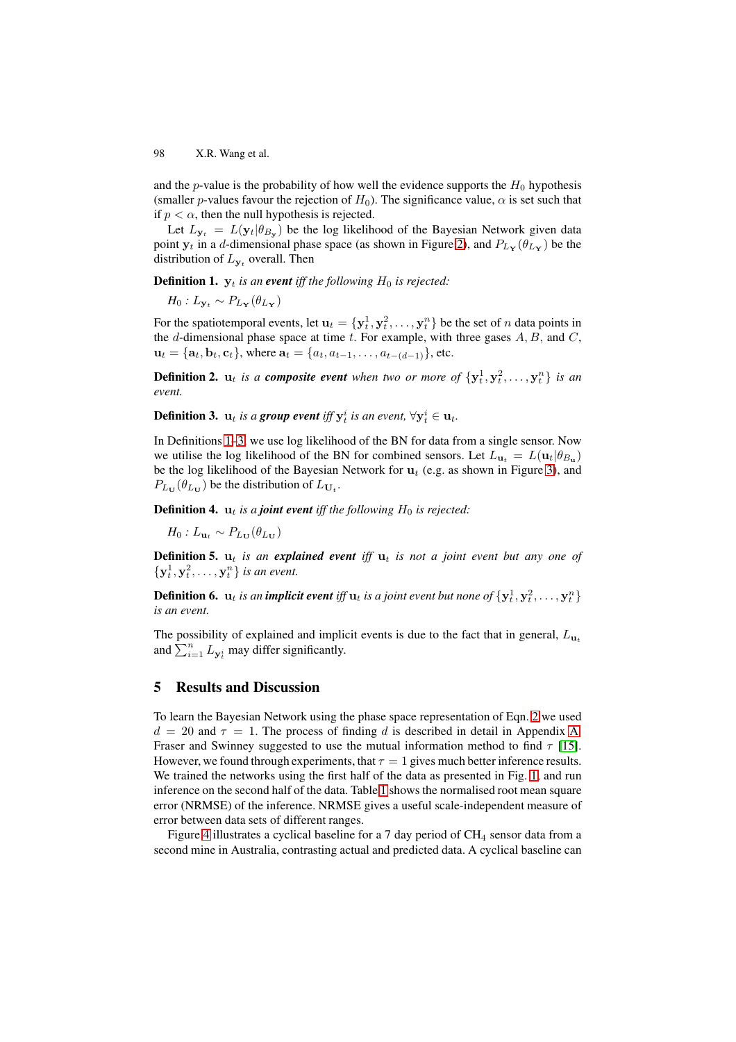and the $p$-value is the probability of how well the evidence supports the $H_0$ hypothesis (smaller $p$-values favour the rejection of $H_0$). The significance value, $\alpha$ is set such that if $p < \alpha$, then the null hypothesis is rejected.

Let $L_{\mathbf{y}_t} = L(\mathbf{y}_t|\theta_{B_\mathbf{y}})$ be the log likelihood of the Bayesian Network given data point $\mathbf{y}_t$ in a $d$-dimensional phase space (as shown in Figure 2), and $P_{L_\mathbf{Y}}(\theta_{L_\mathbf{Y}})$ be the distribution of $L_{\mathbf{y}_t}$ overall. Then

**Definition 1.** *$\mathbf{y}_t$ is an* ***event*** *iff the following $H_0$ is rejected:*

$$H_0 : L_{\mathbf{y}_t} \sim P_{L_\mathbf{Y}}(\theta_{L_\mathbf{Y}})$$

For the spatiotemporal events, let $\mathbf{u}_t = \{\mathbf{y}_t^1, \mathbf{y}_t^2, \ldots, \mathbf{y}_t^n\}$ be the set of $n$ data points in the $d$-dimensional phase space at time $t$. For example, with three gases $A$, $B$, and $C$, $\mathbf{u}_t = \{\mathbf{a}_t, \mathbf{b}_t, \mathbf{c}_t\}$, where $\mathbf{a}_t = \{a_t, a_{t-1}, \ldots, a_{t-(d-1)}\}$, etc.

**Definition 2.** *$\mathbf{u}_t$ is a* ***composite event*** *when two or more of $\{\mathbf{y}_t^1, \mathbf{y}_t^2, \ldots, \mathbf{y}_t^n\}$ is an event.*

**Definition 3.** *$\mathbf{u}_t$ is a* ***group event*** *iff $\mathbf{y}_t^i$ is an event, $\forall \mathbf{y}_t^i \in \mathbf{u}_t$.*

In Definitions 1–3, we use log likelihood of the BN for data from a single sensor. Now we utilise the log likelihood of the BN for combined sensors. Let $L_{\mathbf{u}_t} = L(\mathbf{u}_t|\theta_{B_\mathbf{u}})$ be the log likelihood of the Bayesian Network for $\mathbf{u}_t$ (e.g. as shown in Figure 3), and $P_{L_\mathbf{U}}(\theta_{L_\mathbf{U}})$ be the distribution of $L_{\mathbf{U}_t}$.

**Definition 4.** *$\mathbf{u}_t$ is a* ***joint event*** *iff the following $H_0$ is rejected:*

$$H_0 : L_{\mathbf{u}_t} \sim P_{L_\mathbf{U}}(\theta_{L_\mathbf{U}})$$

**Definition 5.** *$\mathbf{u}_t$ is an* ***explained event*** *iff $\mathbf{u}_t$ is not a joint event but any one of $\{\mathbf{y}_t^1, \mathbf{y}_t^2, \ldots, \mathbf{y}_t^n\}$ is an event.*

**Definition 6.** *$\mathbf{u}_t$ is an* ***implicit event*** *iff $\mathbf{u}_t$ is a joint event but none of $\{\mathbf{y}_t^1, \mathbf{y}_t^2, \ldots, \mathbf{y}_t^n\}$ is an event.*

The possibility of explained and implicit events is due to the fact that in general, $L_{\mathbf{u}_t}$ and $\sum_{i=1}^{n} L_{\mathbf{y}_t^i}$ may differ significantly.

## 5 Results and Discussion

To learn the Bayesian Network using the phase space representation of Eqn. 2 we used $d = 20$ and $\tau = 1$. The process of finding $d$ is described in detail in Appendix A. Fraser and Swinney suggested to use the mutual information method to find $\tau$ [15]. However, we found through experiments, that $\tau = 1$ gives much better inference results. We trained the networks using the first half of the data as presented in Fig. 1, and run inference on the second half of the data. Table 1 shows the normalised root mean square error (NRMSE) of the inference. NRMSE gives a useful scale-independent measure of error between data sets of different ranges.

Figure 4 illustrates a cyclical baseline for a 7 day period of $CH_4$ sensor data from a second mine in Australia, contrasting actual and predicted data. A cyclical baseline can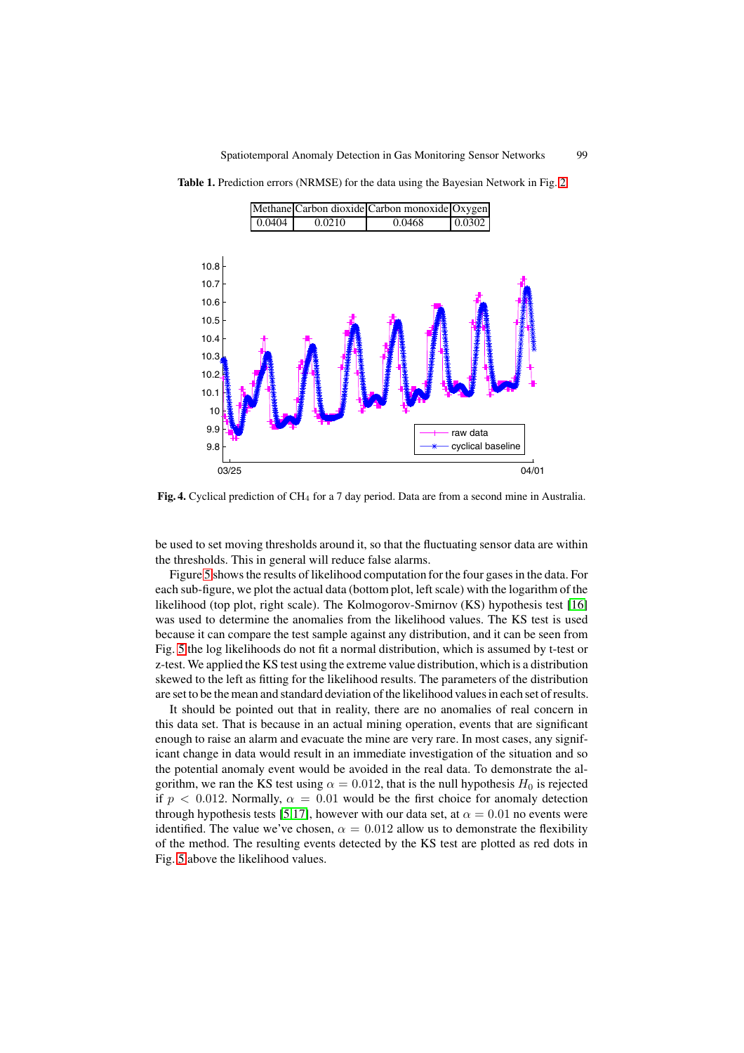**Table 1.** Prediction errors (NRMSE) for the data using the Bayesian Network in Fig. 2

| Methane | Carbon dioxide | Carbon monoxide | Oxygen |
|---|---|---|---|
| 0.0404 | 0.0210 | 0.0468 | 0.0302 |

**Fig. 4.** Cyclical prediction of $CH_4$ for a 7 day period. Data are from a second mine in Australia.

be used to set moving thresholds around it, so that the fluctuating sensor data are within the thresholds. This in general will reduce false alarms.

Figure 5 shows the results of likelihood computation for the four gases in the data. For each sub-figure, we plot the actual data (bottom plot, left scale) with the logarithm of the likelihood (top plot, right scale). The Kolmogorov-Smirnov (KS) hypothesis test [16] was used to determine the anomalies from the likelihood values. The KS test is used because it can compare the test sample against any distribution, and it can be seen from Fig. 5 the log likelihoods do not fit a normal distribution, which is assumed by t-test or z-test. We applied the KS test using the extreme value distribution, which is a distribution skewed to the left as fitting for the likelihood results. The parameters of the distribution are set to be the mean and standard deviation of the likelihood values in each set of results.

It should be pointed out that in reality, there are no anomalies of real concern in this data set. That is because in an actual mining operation, events that are significant enough to raise an alarm and evacuate the mine are very rare. In most cases, any significant change in data would result in an immediate investigation of the situation and so the potential anomaly event would be avoided in the real data. To demonstrate the algorithm, we ran the KS test using $\alpha = 0.012$, that is the null hypothesis $H_0$ is rejected if $p < 0.012$. Normally, $\alpha = 0.01$ would be the first choice for anomaly detection through hypothesis tests [5,17], however with our data set, at $\alpha = 0.01$ no events were identified. The value we've chosen, $\alpha = 0.012$ allow us to demonstrate the flexibility of the method. The resulting events detected by the KS test are plotted as red dots in Fig. 5 above the likelihood values.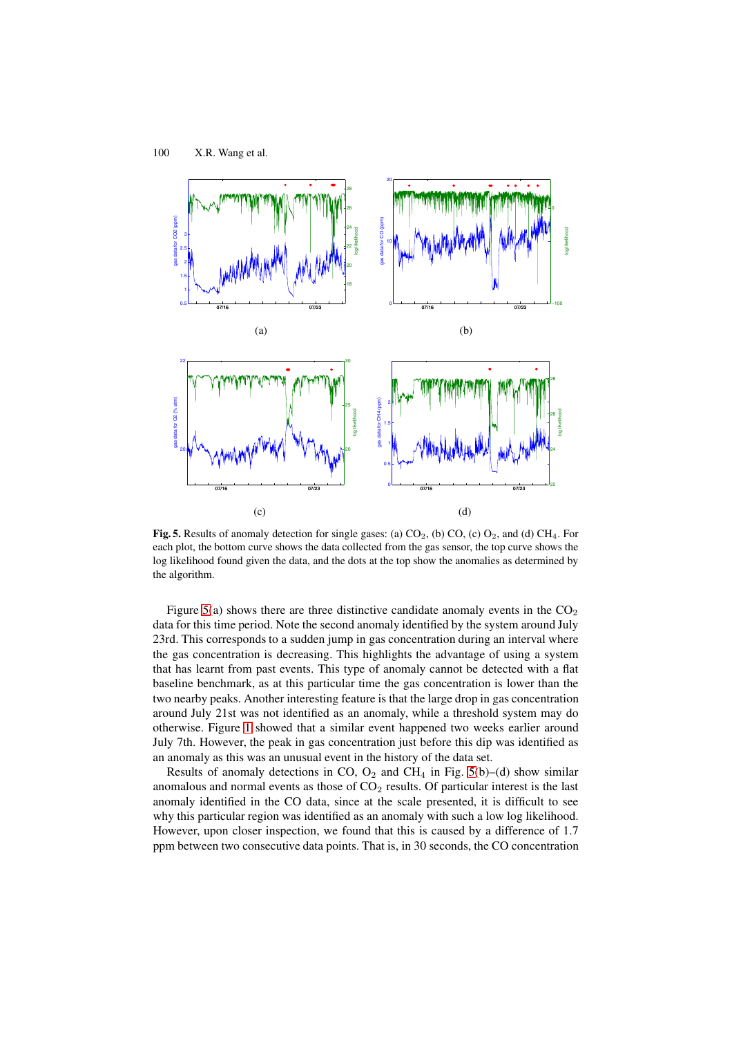**Fig. 5.** Results of anomaly detection for single gases: (a) $CO_2$, (b) CO, (c) $O_2$, and (d) $CH_4$. For each plot, the bottom curve shows the data collected from the gas sensor, the top curve shows the log likelihood found given the data, and the dots at the top show the anomalies as determined by the algorithm.

Figure 5(a) shows there are three distinctive candidate anomaly events in the $CO_2$ data for this time period. Note the second anomaly identified by the system around July 23rd. This corresponds to a sudden jump in gas concentration during an interval where the gas concentration is decreasing. This highlights the advantage of using a system that has learnt from past events. This type of anomaly cannot be detected with a flat baseline benchmark, as at this particular time the gas concentration is lower than the two nearby peaks. Another interesting feature is that the large drop in gas concentration around July 21st was not identified as an anomaly, while a threshold system may do otherwise. Figure 1 showed that a similar event happened two weeks earlier around July 7th. However, the peak in gas concentration just before this dip was identified as an anomaly as this was an unusual event in the history of the data set.

Results of anomaly detections in CO, $O_2$ and $CH_4$ in Fig. 5(b)–(d) show similar anomalous and normal events as those of $CO_2$ results. Of particular interest is the last anomaly identified in the CO data, since at the scale presented, it is difficult to see why this particular region was identified as an anomaly with such a low log likelihood. However, upon closer inspection, we found that this is caused by a difference of 1.7 ppm between two consecutive data points. That is, in 30 seconds, the CO concentration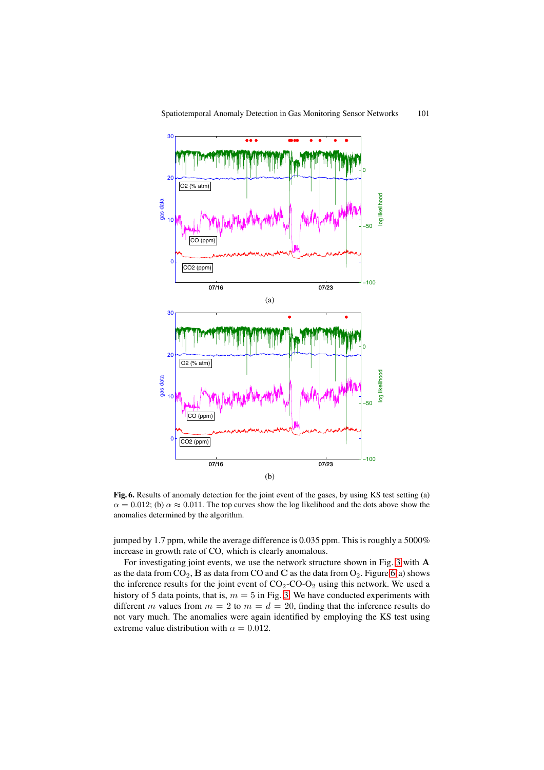**Fig. 6.** Results of anomaly detection for the joint event of the gases, by using KS test setting (a) $\alpha = 0.012$; (b) $\alpha \approx 0.011$. The top curves show the log likelihood and the dots above show the anomalies determined by the algorithm.

jumped by 1.7 ppm, while the average difference is 0.035 ppm. This is roughly a 5000% increase in growth rate of CO, which is clearly anomalous.

For investigating joint events, we use the network structure shown in Fig. 3 with **A** as the data from $CO_2$, **B** as data from CO and **C** as the data from $O_2$. Figure 6(a) shows the inference results for the joint event of $CO_2$-CO-$O_2$ using this network. We used a history of 5 data points, that is, $m = 5$ in Fig. 3. We have conducted experiments with different $m$ values from $m = 2$ to $m = d = 20$, finding that the inference results do not vary much. The anomalies were again identified by employing the KS test using extreme value distribution with $\alpha = 0.012$.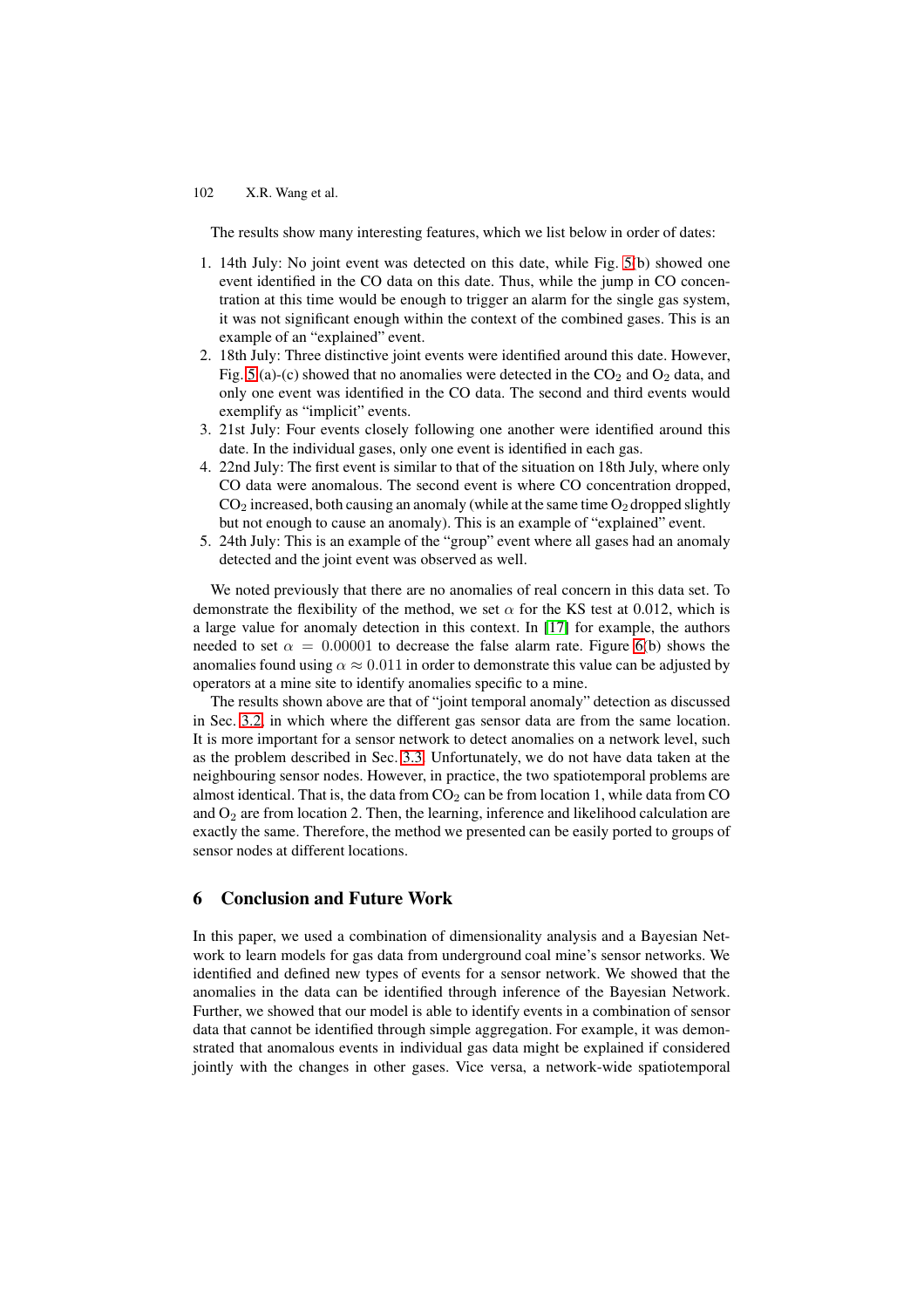The results show many interesting features, which we list below in order of dates:

1. 14th July: No joint event was detected on this date, while Fig. 5(b) showed one event identified in the CO data on this date. Thus, while the jump in CO concentration at this time would be enough to trigger an alarm for the single gas system, it was not significant enough within the context of the combined gases. This is an example of an "explained" event.
2. 18th July: Three distinctive joint events were identified around this date. However, Fig. 5(a)-(c) showed that no anomalies were detected in the $CO_2$ and $O_2$ data, and only one event was identified in the CO data. The second and third events would exemplify as "implicit" events.
3. 21st July: Four events closely following one another were identified around this date. In the individual gases, only one event is identified in each gas.
4. 22nd July: The first event is similar to that of the situation on 18th July, where only CO data were anomalous. The second event is where CO concentration dropped, $CO_2$ increased, both causing an anomaly (while at the same time $O_2$ dropped slightly but not enough to cause an anomaly). This is an example of "explained" event.
5. 24th July: This is an example of the "group" event where all gases had an anomaly detected and the joint event was observed as well.

We noted previously that there are no anomalies of real concern in this data set. To demonstrate the flexibility of the method, we set $\alpha$ for the KS test at 0.012, which is a large value for anomaly detection in this context. In [17] for example, the authors needed to set $\alpha = 0.00001$ to decrease the false alarm rate. Figure 6(b) shows the anomalies found using $\alpha \approx 0.011$ in order to demonstrate this value can be adjusted by operators at a mine site to identify anomalies specific to a mine.

The results shown above are that of "joint temporal anomaly" detection as discussed in Sec. 3.2, in which where the different gas sensor data are from the same location. It is more important for a sensor network to detect anomalies on a network level, such as the problem described in Sec. 3.3. Unfortunately, we do not have data taken at the neighbouring sensor nodes. However, in practice, the two spatiotemporal problems are almost identical. That is, the data from $CO_2$ can be from location 1, while data from CO and $O_2$ are from location 2. Then, the learning, inference and likelihood calculation are exactly the same. Therefore, the method we presented can be easily ported to groups of sensor nodes at different locations.

## 6 Conclusion and Future Work

In this paper, we used a combination of dimensionality analysis and a Bayesian Network to learn models for gas data from underground coal mine's sensor networks. We identified and defined new types of events for a sensor network. We showed that the anomalies in the data can be identified through inference of the Bayesian Network. Further, we showed that our model is able to identify events in a combination of sensor data that cannot be identified through simple aggregation. For example, it was demonstrated that anomalous events in individual gas data might be explained if considered jointly with the changes in other gases. Vice versa, a network-wide spatiotemporal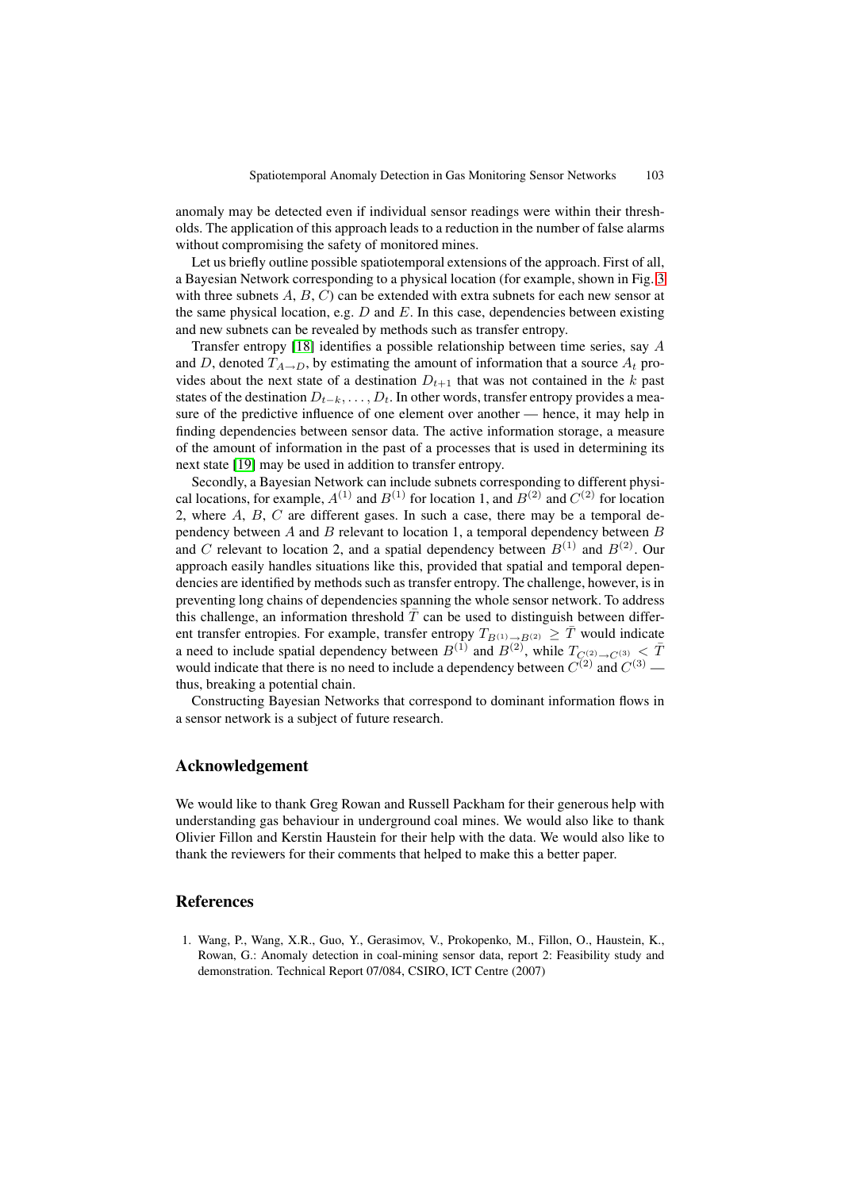anomaly may be detected even if individual sensor readings were within their thresholds. The application of this approach leads to a reduction in the number of false alarms without compromising the safety of monitored mines.

Let us briefly outline possible spatiotemporal extensions of the approach. First of all, a Bayesian Network corresponding to a physical location (for example, shown in Fig. 3 with three subnets $A$, $B$, $C$) can be extended with extra subnets for each new sensor at the same physical location, e.g. $D$ and $E$. In this case, dependencies between existing and new subnets can be revealed by methods such as transfer entropy.

Transfer entropy [18] identifies a possible relationship between time series, say $A$ and $D$, denoted $T_{A \to D}$, by estimating the amount of information that a source $A_t$ provides about the next state of a destination $D_{t+1}$ that was not contained in the $k$ past states of the destination $D_{t-k}, \ldots, D_t$. In other words, transfer entropy provides a measure of the predictive influence of one element over another — hence, it may help in finding dependencies between sensor data. The active information storage, a measure of the amount of information in the past of a processes that is used in determining its next state [19] may be used in addition to transfer entropy.

Secondly, a Bayesian Network can include subnets corresponding to different physical locations, for example, $A^{(1)}$ and $B^{(1)}$ for location 1, and $B^{(2)}$ and $C^{(2)}$ for location 2, where $A$, $B$, $C$ are different gases. In such a case, there may be a temporal dependency between $A$ and $B$ relevant to location 1, a temporal dependency between $B$ and $C$ relevant to location 2, and a spatial dependency between $B^{(1)}$ and $B^{(2)}$. Our approach easily handles situations like this, provided that spatial and temporal dependencies are identified by methods such as transfer entropy. The challenge, however, is in preventing long chains of dependencies spanning the whole sensor network. To address this challenge, an information threshold $\bar{T}$ can be used to distinguish between different transfer entropies. For example, transfer entropy $T_{B^{(1)} \to B^{(2)}} \geq \bar{T}$ would indicate a need to include spatial dependency between $B^{(1)}$ and $B^{(2)}$, while $T_{C^{(2)} \to C^{(3)}} < \bar{T}$ would indicate that there is no need to include a dependency between $C^{(2)}$ and $C^{(3)}$ — thus, breaking a potential chain.

Constructing Bayesian Networks that correspond to dominant information flows in a sensor network is a subject of future research.

## Acknowledgement

We would like to thank Greg Rowan and Russell Packham for their generous help with understanding gas behaviour in underground coal mines. We would also like to thank Olivier Fillon and Kerstin Haustein for their help with the data. We would also like to thank the reviewers for their comments that helped to make this a better paper.

## References

1. Wang, P., Wang, X.R., Guo, Y., Gerasimov, V., Prokopenko, M., Fillon, O., Haustein, K., Rowan, G.: Anomaly detection in coal-mining sensor data, report 2: Feasibility study and demonstration. Technical Report 07/084, CSIRO, ICT Centre (2007)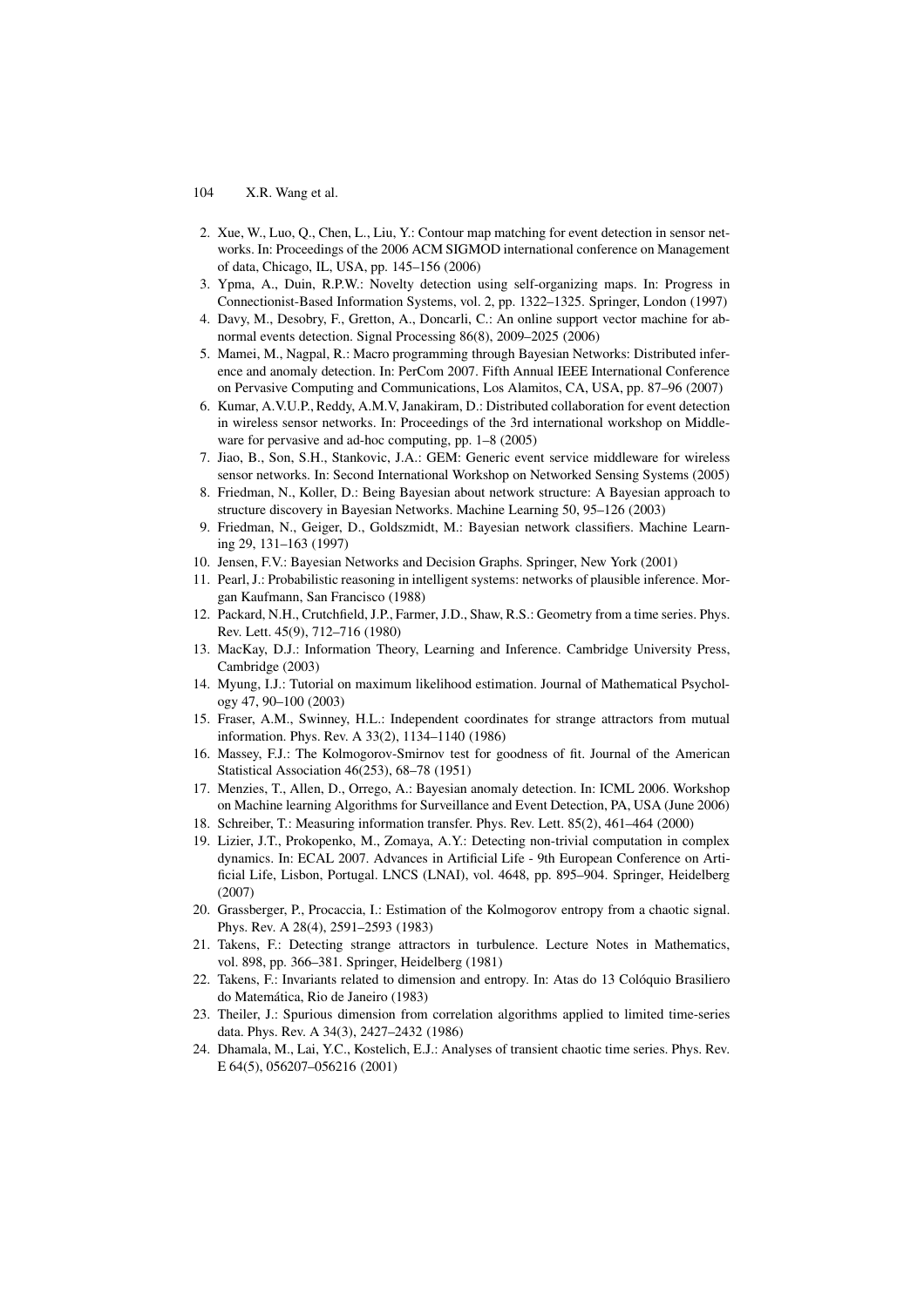2. Xue, W., Luo, Q., Chen, L., Liu, Y.: Contour map matching for event detection in sensor networks. In: Proceedings of the 2006 ACM SIGMOD international conference on Management of data, Chicago, IL, USA, pp. 145–156 (2006)
3. Ypma, A., Duin, R.P.W.: Novelty detection using self-organizing maps. In: Progress in Connectionist-Based Information Systems, vol. 2, pp. 1322–1325. Springer, London (1997)
4. Davy, M., Desobry, F., Gretton, A., Doncarli, C.: An online support vector machine for abnormal events detection. Signal Processing 86(8), 2009–2025 (2006)
5. Mamei, M., Nagpal, R.: Macro programming through Bayesian Networks: Distributed inference and anomaly detection. In: PerCom 2007. Fifth Annual IEEE International Conference on Pervasive Computing and Communications, Los Alamitos, CA, USA, pp. 87–96 (2007)
6. Kumar, A.V.U.P., Reddy, A.M.V, Janakiram, D.: Distributed collaboration for event detection in wireless sensor networks. In: Proceedings of the 3rd international workshop on Middleware for pervasive and ad-hoc computing, pp. 1–8 (2005)
7. Jiao, B., Son, S.H., Stankovic, J.A.: GEM: Generic event service middleware for wireless sensor networks. In: Second International Workshop on Networked Sensing Systems (2005)
8. Friedman, N., Koller, D.: Being Bayesian about network structure: A Bayesian approach to structure discovery in Bayesian Networks. Machine Learning 50, 95–126 (2003)
9. Friedman, N., Geiger, D., Goldszmidt, M.: Bayesian network classifiers. Machine Learning 29, 131–163 (1997)
10. Jensen, F.V.: Bayesian Networks and Decision Graphs. Springer, New York (2001)
11. Pearl, J.: Probabilistic reasoning in intelligent systems: networks of plausible inference. Morgan Kaufmann, San Francisco (1988)
12. Packard, N.H., Crutchfield, J.P., Farmer, J.D., Shaw, R.S.: Geometry from a time series. Phys. Rev. Lett. 45(9), 712–716 (1980)
13. MacKay, D.J.: Information Theory, Learning and Inference. Cambridge University Press, Cambridge (2003)
14. Myung, I.J.: Tutorial on maximum likelihood estimation. Journal of Mathematical Psychology 47, 90–100 (2003)
15. Fraser, A.M., Swinney, H.L.: Independent coordinates for strange attractors from mutual information. Phys. Rev. A 33(2), 1134–1140 (1986)
16. Massey, F.J.: The Kolmogorov-Smirnov test for goodness of fit. Journal of the American Statistical Association 46(253), 68–78 (1951)
17. Menzies, T., Allen, D., Orrego, A.: Bayesian anomaly detection. In: ICML 2006. Workshop on Machine learning Algorithms for Surveillance and Event Detection, PA, USA (June 2006)
18. Schreiber, T.: Measuring information transfer. Phys. Rev. Lett. 85(2), 461–464 (2000)
19. Lizier, J.T., Prokopenko, M., Zomaya, A.Y.: Detecting non-trivial computation in complex dynamics. In: ECAL 2007. Advances in Artificial Life - 9th European Conference on Artificial Life, Lisbon, Portugal. LNCS (LNAI), vol. 4648, pp. 895–904. Springer, Heidelberg (2007)
20. Grassberger, P., Procaccia, I.: Estimation of the Kolmogorov entropy from a chaotic signal. Phys. Rev. A 28(4), 2591–2593 (1983)
21. Takens, F.: Detecting strange attractors in turbulence. Lecture Notes in Mathematics, vol. 898, pp. 366–381. Springer, Heidelberg (1981)
22. Takens, F.: Invariants related to dimension and entropy. In: Atas do 13 Colóquio Brasiliero do Matemática, Rio de Janeiro (1983)
23. Theiler, J.: Spurious dimension from correlation algorithms applied to limited time-series data. Phys. Rev. A 34(3), 2427–2432 (1986)
24. Dhamala, M., Lai, Y.C., Kostelich, E.J.: Analyses of transient chaotic time series. Phys. Rev. E 64(5), 056207–056216 (2001)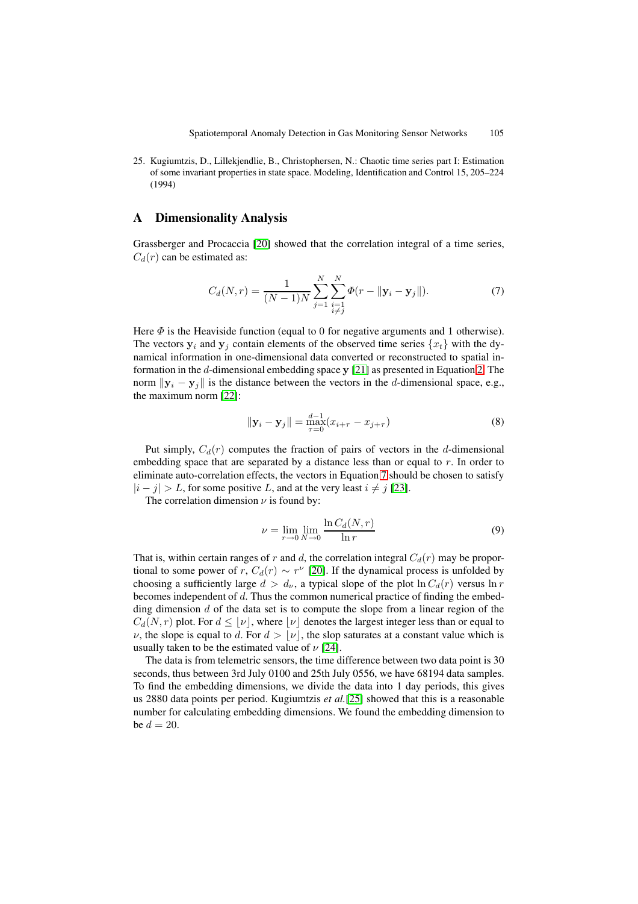25. Kugiumtzis, D., Lillekjendlie, B., Christophersen, N.: Chaotic time series part I: Estimation of some invariant properties in state space. Modeling, Identification and Control 15, 205–224 (1994)

# A Dimensionality Analysis

Grassberger and Procaccia [20] showed that the correlation integral of a time series, $C_d(r)$ can be estimated as:

$$C_d(N,r) = \frac{1}{(N-1)N} \sum_{j=1}^{N} \sum_{\substack{i=1 \\ i \neq j}}^{N} \Phi(r - \|\mathbf{y}_i - \mathbf{y}_j\|). \tag{7}$$

Here $\Phi$ is the Heaviside function (equal to 0 for negative arguments and 1 otherwise). The vectors $\mathbf{y}_i$ and $\mathbf{y}_j$ contain elements of the observed time series $\{x_t\}$ with the dynamical information in one-dimensional data converted or reconstructed to spatial information in the $d$-dimensional embedding space $\mathbf{y}$ [21] as presented in Equation 2. The norm $\|\mathbf{y}_i - \mathbf{y}_j\|$ is the distance between the vectors in the $d$-dimensional space, e.g., the maximum norm [22]:

$$\|\mathbf{y}_i - \mathbf{y}_j\| = \max_{\tau=0}^{d-1}(x_{i+\tau} - x_{j+\tau}) \tag{8}$$

Put simply, $C_d(r)$ computes the fraction of pairs of vectors in the $d$-dimensional embedding space that are separated by a distance less than or equal to $r$. In order to eliminate auto-correlation effects, the vectors in Equation 7 should be chosen to satisfy $|i - j| > L$, for some positive $L$, and at the very least $i \neq j$ [23].

The correlation dimension $\nu$ is found by:

$$\nu = \lim_{r \to 0} \lim_{N \to 0} \frac{\ln C_d(N,r)}{\ln r} \tag{9}$$

That is, within certain ranges of $r$ and $d$, the correlation integral $C_d(r)$ may be proportional to some power of $r$, $C_d(r) \sim r^{\nu}$ [20]. If the dynamical process is unfolded by choosing a sufficiently large $d > d_{\nu}$, a typical slope of the plot $\ln C_d(r)$ versus $\ln r$ becomes independent of $d$. Thus the common numerical practice of finding the embedding dimension $d$ of the data set is to compute the slope from a linear region of the $C_d(N,r)$ plot. For $d \leq \lfloor \nu \rfloor$, where $\lfloor \nu \rfloor$ denotes the largest integer less than or equal to $\nu$, the slope is equal to $d$. For $d > \lfloor \nu \rfloor$, the slop saturates at a constant value which is usually taken to be the estimated value of $\nu$ [24].

The data is from telemetric sensors, the time difference between two data point is 30 seconds, thus between 3rd July 0100 and 25th July 0556, we have 68194 data samples. To find the embedding dimensions, we divide the data into 1 day periods, this gives us 2880 data points per period. Kugiumtzis *et al.*[25] showed that this is a reasonable number for calculating embedding dimensions. We found the embedding dimension to be $d = 20$.